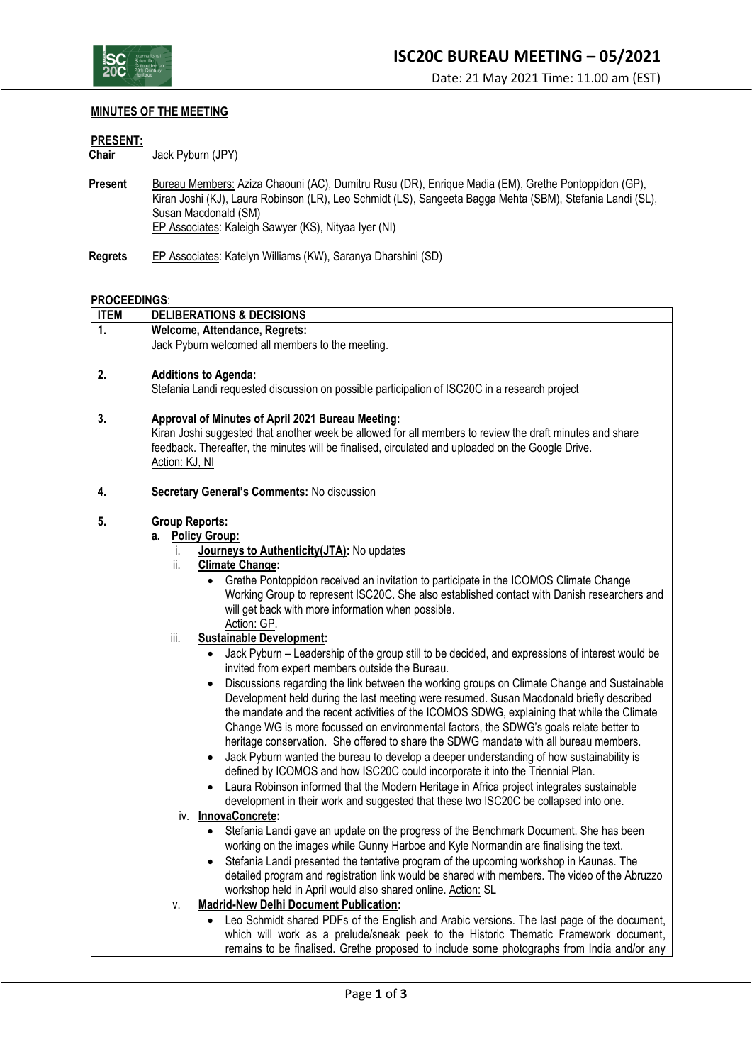# ISC20C BUREAU MEETING – 05/2021

Date: 21 May 2021 Time: 11.00 am (EST)

**MINUTES OF THE MEETING**

**PRESENT:**

**Chair** Jack Pyburn (JPY)

**Present** Bureau Members: Aziza Chaouni (AC), Dumitru Rusu (DR), Enrique Madia (EM), Grethe Pontoppidon (GP), Kiran Joshi (KJ), Laura Robinson (LR), Leo Schmidt (LS), Sangeeta Bagga Mehta (SBM), Stefania Landi (SL), Susan Macdonald (SM)
EP Associates: Kaleigh Sawyer (KS), Nityaa Iyer (NI)

**Regrets** EP Associates: Katelyn Williams (KW), Saranya Dharshini (SD)

**PROCEEDINGS**:

| ITEM | DELIBERATIONS & DECISIONS |
|---|---|
| 1. | **Welcome, Attendance, Regrets:**<br>Jack Pyburn welcomed all members to the meeting. |
| 2. | **Additions to Agenda:**<br>Stefania Landi requested discussion on possible participation of ISC20C in a research project |
| 3. | **Approval of Minutes of April 2021 Bureau Meeting:**<br>Kiran Joshi suggested that another week be allowed for all members to review the draft minutes and share feedback. Thereafter, the minutes will be finalised, circulated and uploaded on the Google Drive.<br>Action: KJ, NI |
| 4. | **Secretary General's Comments:** No discussion |
| 5. | **Group Reports:**<br>**a. Policy Group:**<br>i. **Journeys to Authenticity(JTA):** No updates<br>ii. **Climate Change:**<br>• Grethe Pontoppidon received an invitation to participate in the ICOMOS Climate Change Working Group to represent ISC20C. She also established contact with Danish researchers and will get back with more information when possible.<br>Action: GP.<br>iii. **Sustainable Development:**<br>• Jack Pyburn – Leadership of the group still to be decided, and expressions of interest would be invited from expert members outside the Bureau.<br>• Discussions regarding the link between the working groups on Climate Change and Sustainable Development held during the last meeting were resumed. Susan Macdonald briefly described the mandate and the recent activities of the ICOMOS SDWG, explaining that while the Climate Change WG is more focussed on environmental factors, the SDWG's goals relate better to heritage conservation. She offered to share the SDWG mandate with all bureau members.<br>• Jack Pyburn wanted the bureau to develop a deeper understanding of how sustainability is defined by ICOMOS and how ISC20C could incorporate it into the Triennial Plan.<br>• Laura Robinson informed that the Modern Heritage in Africa project integrates sustainable development in their work and suggested that these two ISC20C be collapsed into one.<br>iv. **InnovaConcrete:**<br>• Stefania Landi gave an update on the progress of the Benchmark Document. She has been working on the images while Gunny Harboe and Kyle Normandin are finalising the text.<br>• Stefania Landi presented the tentative program of the upcoming workshop in Kaunas. The detailed program and registration link would be shared with members. The video of the Abruzzo workshop held in April would also shared online. Action: SL<br>v. **Madrid-New Delhi Document Publication:**<br>• Leo Schmidt shared PDFs of the English and Arabic versions. The last page of the document, which will work as a prelude/sneak peek to the Historic Thematic Framework document, remains to be finalised. Grethe proposed to include some photographs from India and/or any |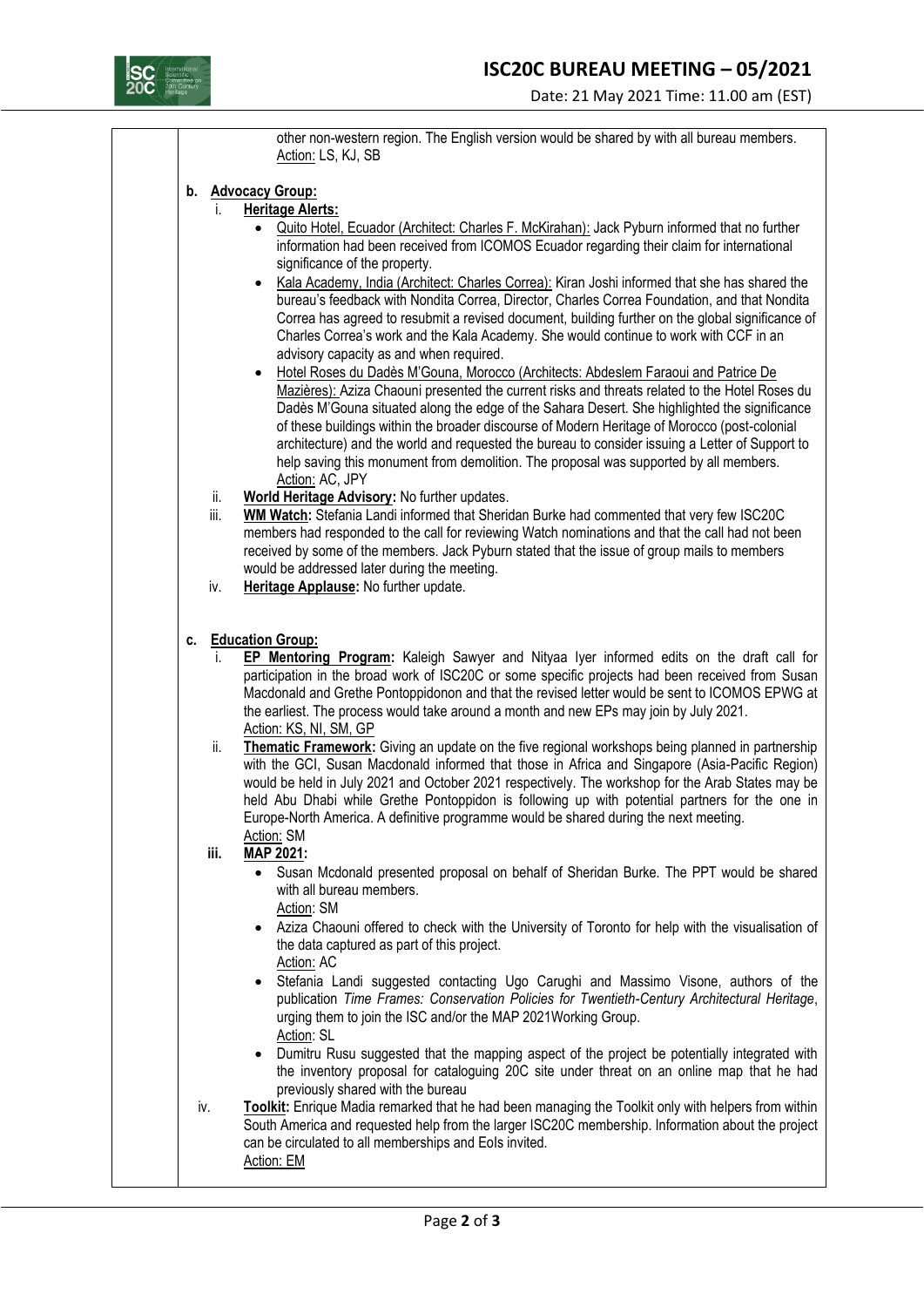other non-western region. The English version would be shared by with all bureau members.
Action: LS, KJ, SB

**b. Advocacy Group:**

i. **Heritage Alerts:**
   - Quito Hotel, Ecuador (Architect: Charles F. McKirahan): Jack Pyburn informed that no further information had been received from ICOMOS Ecuador regarding their claim for international significance of the property.
   - Kala Academy, India (Architect: Charles Correa): Kiran Joshi informed that she has shared the bureau's feedback with Nondita Correa, Director, Charles Correa Foundation, and that Nondita Correa has agreed to resubmit a revised document, building further on the global significance of Charles Correa's work and the Kala Academy. She would continue to work with CCF in an advisory capacity as and when required.
   - Hotel Roses du Dadès M'Gouna, Morocco (Architects: Abdeslem Faraoui and Patrice De Mazières): Aziza Chaouni presented the current risks and threats related to the Hotel Roses du Dadès M'Gouna situated along the edge of the Sahara Desert. She highlighted the significance of these buildings within the broader discourse of Modern Heritage of Morocco (post-colonial architecture) and the world and requested the bureau to consider issuing a Letter of Support to help saving this monument from demolition. The proposal was supported by all members.
     Action: AC, JPY

ii. **World Heritage Advisory:** No further updates.

iii. **WM Watch:** Stefania Landi informed that Sheridan Burke had commented that very few ISC20C members had responded to the call for reviewing Watch nominations and that the call had not been received by some of the members. Jack Pyburn stated that the issue of group mails to members would be addressed later during the meeting.

iv. **Heritage Applause:** No further update.

**c. Education Group:**

i. **EP Mentoring Program:** Kaleigh Sawyer and Nityaa Iyer informed edits on the draft call for participation in the broad work of ISC20C or some specific projects had been received from Susan Macdonald and Grethe Pontoppidonon and that the revised letter would be sent to ICOMOS EPWG at the earliest. The process would take around a month and new EPs may join by July 2021.
   Action: KS, NI, SM, GP

ii. **Thematic Framework:** Giving an update on the five regional workshops being planned in partnership with the GCI, Susan Macdonald informed that those in Africa and Singapore (Asia-Pacific Region) would be held in July 2021 and October 2021 respectively. The workshop for the Arab States may be held Abu Dhabi while Grethe Pontoppidon is following up with potential partners for the one in Europe-North America. A definitive programme would be shared during the next meeting.
   Action: SM

iii. **MAP 2021:**
   - Susan Mcdonald presented proposal on behalf of Sheridan Burke. The PPT would be shared with all bureau members.
     Action: SM
   - Aziza Chaouni offered to check with the University of Toronto for help with the visualisation of the data captured as part of this project.
     Action: AC
   - Stefania Landi suggested contacting Ugo Carughi and Massimo Visone, authors of the publication *Time Frames: Conservation Policies for Twentieth-Century Architectural Heritage*, urging them to join the ISC and/or the MAP 2021Working Group.
     Action: SL
   - Dumitru Rusu suggested that the mapping aspect of the project be potentially integrated with the inventory proposal for cataloguing 20C site under threat on an online map that he had previously shared with the bureau

iv. **Toolkit:** Enrique Madia remarked that he had been managing the Toolkit only with helpers from within South America and requested help from the larger ISC20C membership. Information about the project can be circulated to all memberships and EoIs invited.
   Action: EM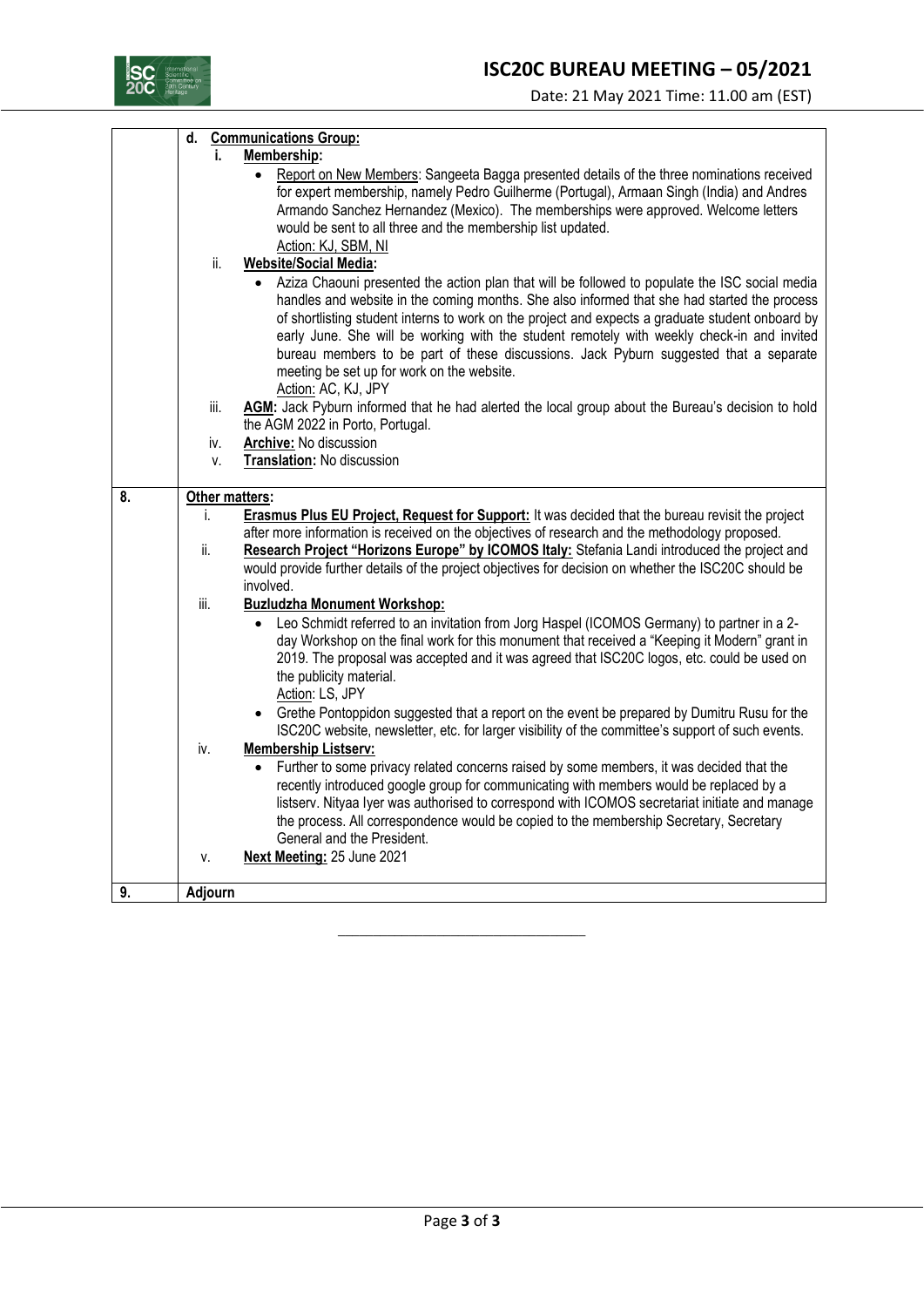| | |
|---|---|
| | **d. Communications Group:**<br>**i. Membership:**<br>• Report on New Members: Sangeeta Bagga presented details of the three nominations received for expert membership, namely Pedro Guilherme (Portugal), Armaan Singh (India) and Andres Armando Sanchez Hernandez (Mexico). The memberships were approved. Welcome letters would be sent to all three and the membership list updated.<br>Action: KJ, SBM, NI<br>**ii. Website/Social Media:**<br>• Aziza Chaouni presented the action plan that will be followed to populate the ISC social media handles and website in the coming months. She also informed that she had started the process of shortlisting student interns to work on the project and expects a graduate student onboard by early June. She will be working with the student remotely with weekly check-in and invited bureau members to be part of these discussions. Jack Pyburn suggested that a separate meeting be set up for work on the website.<br>Action: AC, KJ, JPY<br>**iii. AGM:** Jack Pyburn informed that he had alerted the local group about the Bureau's decision to hold the AGM 2022 in Porto, Portugal.<br>**iv. Archive:** No discussion<br>**v. Translation:** No discussion |
| **8.** | **Other matters:**<br>i. **Erasmus Plus EU Project, Request for Support:** It was decided that the bureau revisit the project after more information is received on the objectives of research and the methodology proposed.<br>ii. **Research Project "Horizons Europe" by ICOMOS Italy:** Stefania Landi introduced the project and would provide further details of the project objectives for decision on whether the ISC20C should be involved.<br>iii. **Buzludzha Monument Workshop:**<br>• Leo Schmidt referred to an invitation from Jorg Haspel (ICOMOS Germany) to partner in a 2-day Workshop on the final work for this monument that received a "Keeping it Modern" grant in 2019. The proposal was accepted and it was agreed that ISC20C logos, etc. could be used on the publicity material.<br>Action: LS, JPY<br>• Grethe Pontoppidon suggested that a report on the event be prepared by Dumitru Rusu for the ISC20C website, newsletter, etc. for larger visibility of the committee's support of such events.<br>iv. **Membership Listserv:**<br>• Further to some privacy related concerns raised by some members, it was decided that the recently introduced google group for communicating with members would be replaced by a listserv. Nityaa Iyer was authorised to correspond with ICOMOS secretariat initiate and manage the process. All correspondence would be copied to the membership Secretary, Secretary General and the President.<br>v. **Next Meeting:** 25 June 2021 |
| **9.** | **Adjourn** |